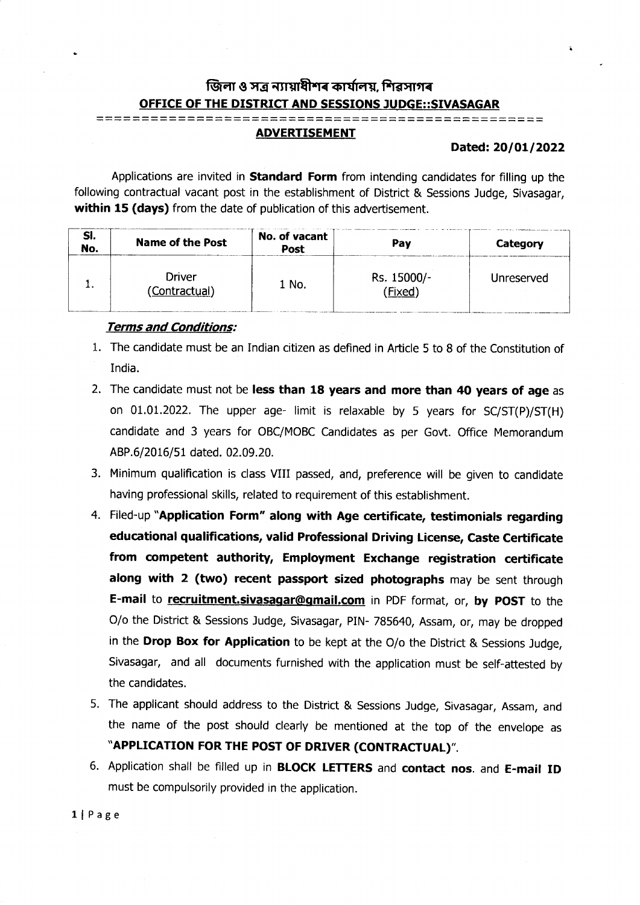# জিলা ও সত্ৰ ন্যায়াধীশৰ কাৰ্যালয়, শিৱসাগৰ

## OFFICE OF THE DISTRICT AND SESSIONS JUDGE::SIVASAGAR

### ADVERTISEMENT

**Dated: 20/01/2022**

Applications are invited in **Standard Form** from intending candidates for filling up the following contractual vacant post in the establishment of District & Sessions Judge, Sivasagar, **within 15 (days)** from the date of publication of this advertisement.

| Sl. No. | Name of the Post | No. of vacant Post | Pay | Category |
|---|---|---|---|---|
| 1. | Driver (Contractual) | 1 No. | Rs. 15000/- (Fixed) | Unreserved |

***Terms and Conditions:***

1. The candidate must be an Indian citizen as defined in Article 5 to 8 of the Constitution of India.
2. The candidate must not be **less than 18 years and more than 40 years of age** as on 01.01.2022. The upper age- limit is relaxable by 5 years for SC/ST(P)/ST(H) candidate and 3 years for OBC/MOBC Candidates as per Govt. Office Memorandum ABP.6/2016/51 dated. 02.09.20.
3. Minimum qualification is class VIII passed, and, preference will be given to candidate having professional skills, related to requirement of this establishment.
4. Filed-up **"Application Form" along with Age certificate, testimonials regarding educational qualifications, valid Professional Driving License, Caste Certificate from competent authority, Employment Exchange registration certificate along with 2 (two) recent passport sized photographs** may be sent through **E-mail** to **recruitment.sivasagar@gmail.com** in PDF format, or, **by POST** to the O/o the District & Sessions Judge, Sivasagar, PIN- 785640, Assam, or, may be dropped in the **Drop Box for Application** to be kept at the O/o the District & Sessions Judge, Sivasagar, and all documents furnished with the application must be self-attested by the candidates.
5. The applicant should address to the District & Sessions Judge, Sivasagar, Assam, and the name of the post should clearly be mentioned at the top of the envelope as **"APPLICATION FOR THE POST OF DRIVER (CONTRACTUAL)"**.
6. Application shall be filled up in **BLOCK LETTERS** and **contact nos.** and **E-mail ID** must be compulsorily provided in the application.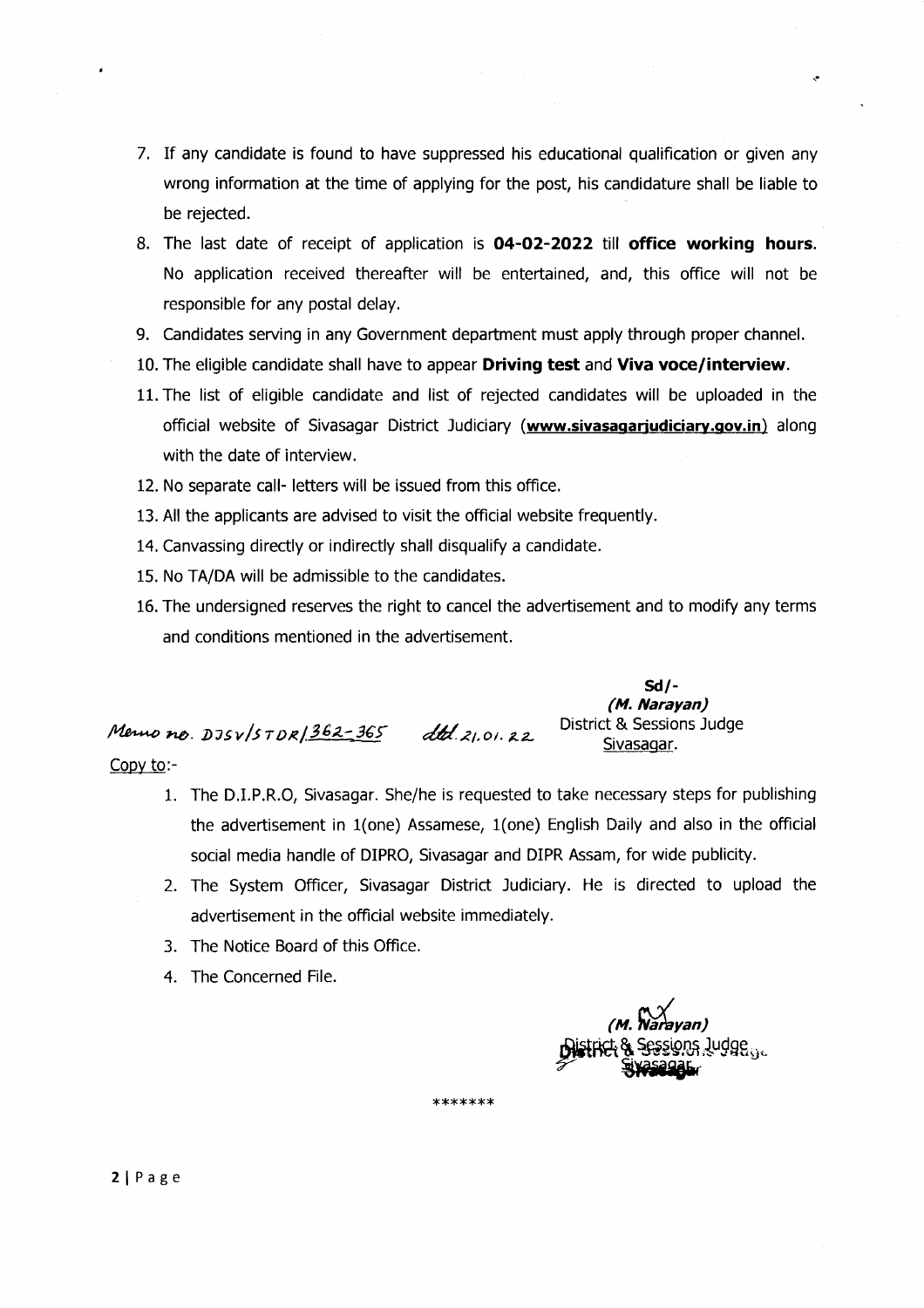7. If any candidate is found to have suppressed his educational qualification or given any wrong information at the time of applying for the post, his candidature shall be liable to be rejected.
8. The last date of receipt of application is **04-02-2022** till **office working hours**. No application received thereafter will be entertained, and, this office will not be responsible for any postal delay.
9. Candidates serving in any Government department must apply through proper channel.
10. The eligible candidate shall have to appear **Driving test** and **Viva voce/interview**.
11. The list of eligible candidate and list of rejected candidates will be uploaded in the official website of Sivasagar District Judiciary (**www.sivasagarjudiciary.gov.in**) along with the date of interview.
12. No separate call- letters will be issued from this office.
13. All the applicants are advised to visit the official website frequently.
14. Canvassing directly or indirectly shall disqualify a candidate.
15. No TA/DA will be admissible to the candidates.
16. The undersigned reserves the right to cancel the advertisement and to modify any terms and conditions mentioned in the advertisement.

**Sd/-**
***(M. Narayan)***
District & Sessions Judge
Sivasagar.

Memo no. DJSV/STDR/362-365 dtd. 21.01.22

Copy to:-

1. The D.I.P.R.O, Sivasagar. She/he is requested to take necessary steps for publishing the advertisement in 1(one) Assamese, 1(one) English Daily and also in the official social media handle of DIPRO, Sivasagar and DIPR Assam, for wide publicity.
2. The System Officer, Sivasagar District Judiciary. He is directed to upload the advertisement in the official website immediately.
3. The Notice Board of this Office.
4. The Concerned File.

***(M. Narayan)***
District & Sessions Judge
Sivasagar

\*\*\*\*\*\*\*